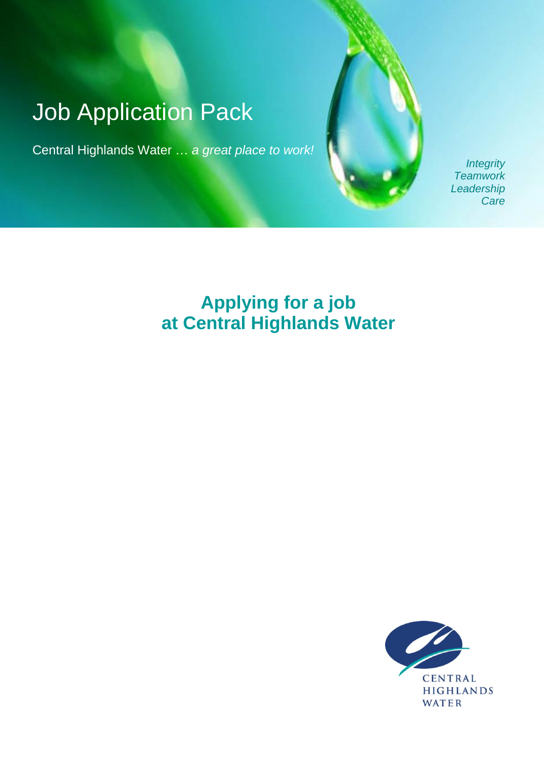# Job Application Pack

Central Highlands Water … *a great place to work!*

*Integrity*
*Teamwork*
*Leadership*
*Care*

## Applying for a job at Central Highlands Water

CENTRAL HIGHLANDS WATER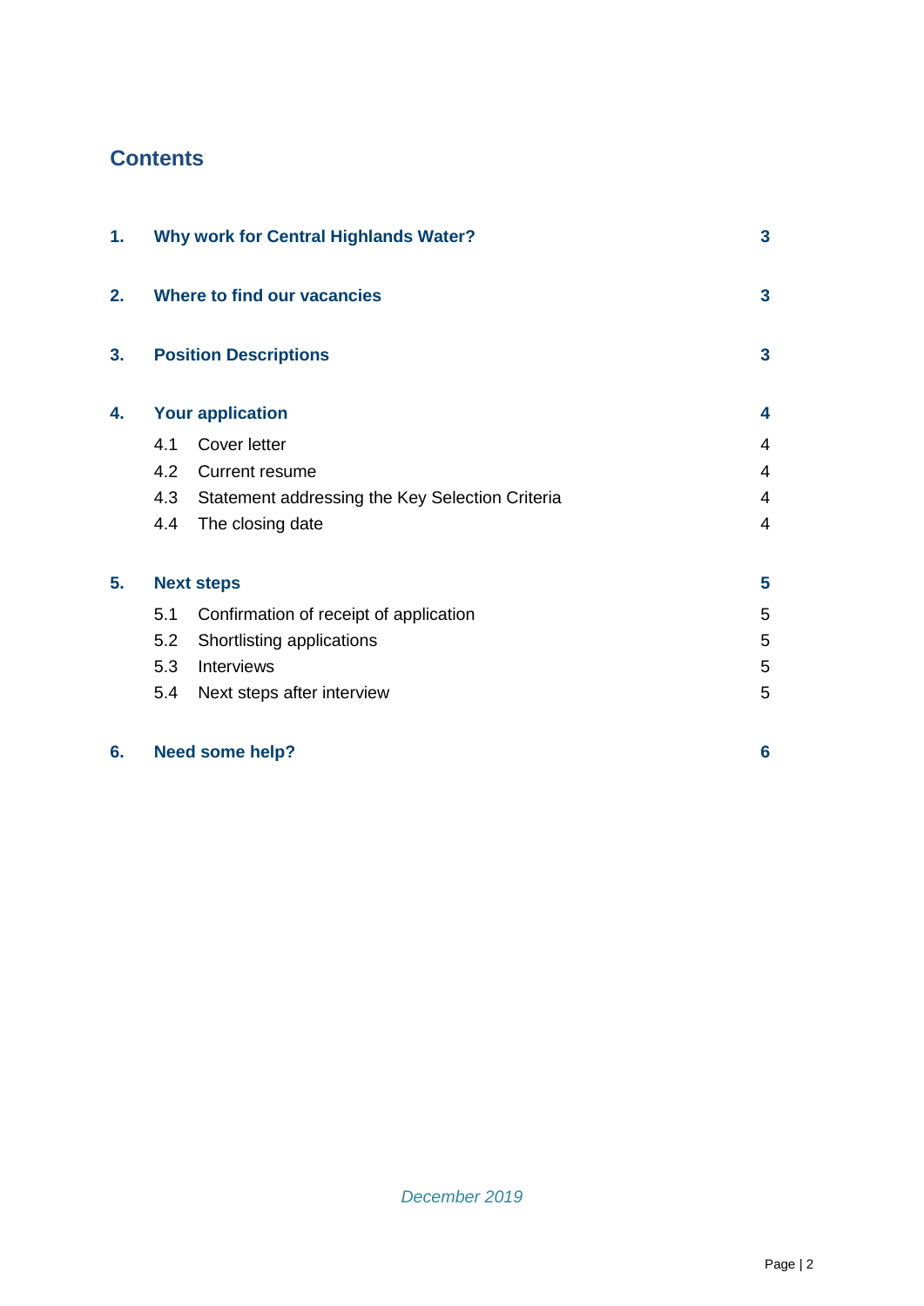## Contents

| | | |
|---|---|---|
| **1.** | **Why work for Central Highlands Water?** | **3** |
| **2.** | **Where to find our vacancies** | **3** |
| **3.** | **Position Descriptions** | **3** |
| **4.** | **Your application** | **4** |
| 4.1 | Cover letter | 4 |
| 4.2 | Current resume | 4 |
| 4.3 | Statement addressing the Key Selection Criteria | 4 |
| 4.4 | The closing date | 4 |
| **5.** | **Next steps** | **5** |
| 5.1 | Confirmation of receipt of application | 5 |
| 5.2 | Shortlisting applications | 5 |
| 5.3 | Interviews | 5 |
| 5.4 | Next steps after interview | 5 |
| **6.** | **Need some help?** | **6** |

*December 2019*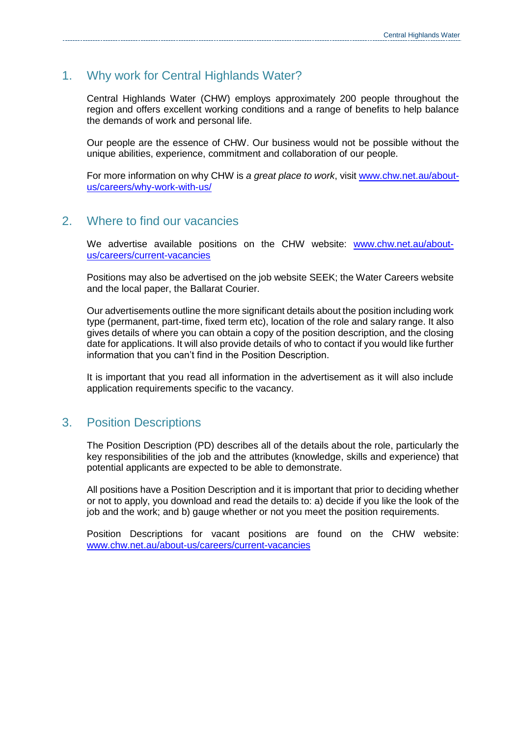## 1. Why work for Central Highlands Water?

Central Highlands Water (CHW) employs approximately 200 people throughout the region and offers excellent working conditions and a range of benefits to help balance the demands of work and personal life.

Our people are the essence of CHW. Our business would not be possible without the unique abilities, experience, commitment and collaboration of our people.

For more information on why CHW is *a great place to work*, visit [www.chw.net.au/about-us/careers/why-work-with-us/](www.chw.net.au/about-us/careers/why-work-with-us/)

## 2. Where to find our vacancies

We advertise available positions on the CHW website: [www.chw.net.au/about-us/careers/current-vacancies](www.chw.net.au/about-us/careers/current-vacancies)

Positions may also be advertised on the job website SEEK; the Water Careers website and the local paper, the Ballarat Courier.

Our advertisements outline the more significant details about the position including work type (permanent, part-time, fixed term etc), location of the role and salary range. It also gives details of where you can obtain a copy of the position description, and the closing date for applications. It will also provide details of who to contact if you would like further information that you can't find in the Position Description.

It is important that you read all information in the advertisement as it will also include application requirements specific to the vacancy.

## 3. Position Descriptions

The Position Description (PD) describes all of the details about the role, particularly the key responsibilities of the job and the attributes (knowledge, skills and experience) that potential applicants are expected to be able to demonstrate.

All positions have a Position Description and it is important that prior to deciding whether or not to apply, you download and read the details to: a) decide if you like the look of the job and the work; and b) gauge whether or not you meet the position requirements.

Position Descriptions for vacant positions are found on the CHW website: [www.chw.net.au/about-us/careers/current-vacancies](www.chw.net.au/about-us/careers/current-vacancies)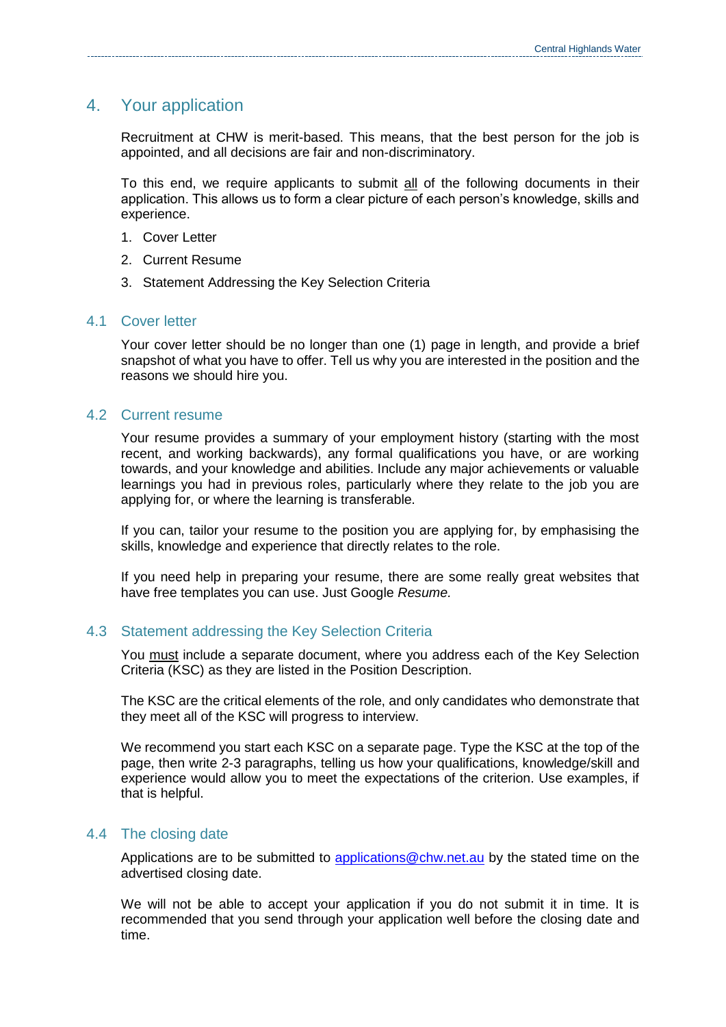## 4. Your application

Recruitment at CHW is merit-based. This means, that the best person for the job is appointed, and all decisions are fair and non-discriminatory.

To this end, we require applicants to submit <u>all</u> of the following documents in their application. This allows us to form a clear picture of each person's knowledge, skills and experience.

1. Cover Letter
2. Current Resume
3. Statement Addressing the Key Selection Criteria

### 4.1 Cover letter

Your cover letter should be no longer than one (1) page in length, and provide a brief snapshot of what you have to offer. Tell us why you are interested in the position and the reasons we should hire you.

### 4.2 Current resume

Your resume provides a summary of your employment history (starting with the most recent, and working backwards), any formal qualifications you have, or are working towards, and your knowledge and abilities. Include any major achievements or valuable learnings you had in previous roles, particularly where they relate to the job you are applying for, or where the learning is transferable.

If you can, tailor your resume to the position you are applying for, by emphasising the skills, knowledge and experience that directly relates to the role.

If you need help in preparing your resume, there are some really great websites that have free templates you can use. Just Google *Resume.*

### 4.3 Statement addressing the Key Selection Criteria

You <u>must</u> include a separate document, where you address each of the Key Selection Criteria (KSC) as they are listed in the Position Description.

The KSC are the critical elements of the role, and only candidates who demonstrate that they meet all of the KSC will progress to interview.

We recommend you start each KSC on a separate page. Type the KSC at the top of the page, then write 2-3 paragraphs, telling us how your qualifications, knowledge/skill and experience would allow you to meet the expectations of the criterion. Use examples, if that is helpful.

### 4.4 The closing date

Applications are to be submitted to [applications@chw.net.au](mailto:applications@chw.net.au) by the stated time on the advertised closing date.

We will not be able to accept your application if you do not submit it in time. It is recommended that you send through your application well before the closing date and time.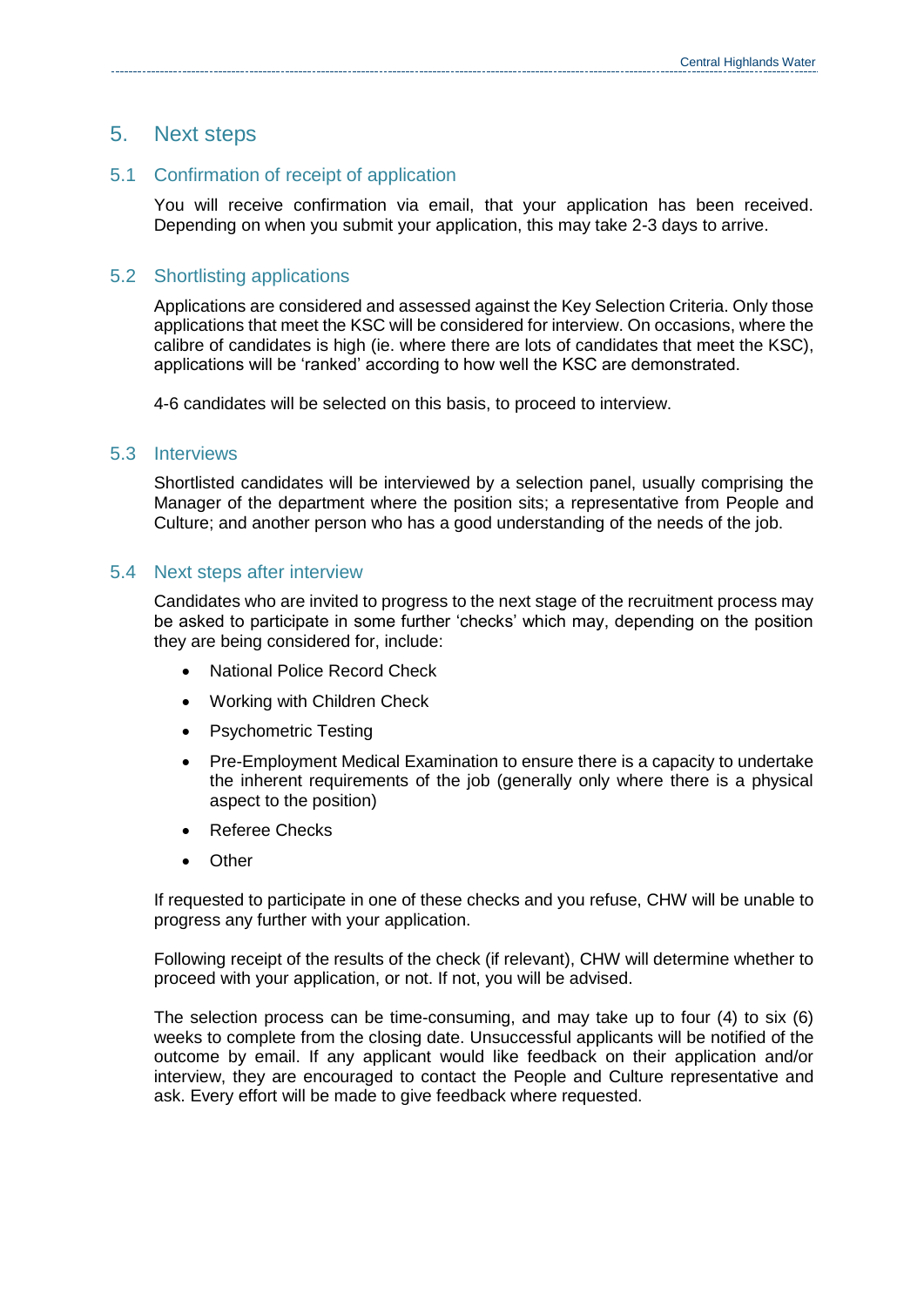## 5. Next steps

### 5.1 Confirmation of receipt of application

You will receive confirmation via email, that your application has been received. Depending on when you submit your application, this may take 2-3 days to arrive.

### 5.2 Shortlisting applications

Applications are considered and assessed against the Key Selection Criteria. Only those applications that meet the KSC will be considered for interview. On occasions, where the calibre of candidates is high (ie. where there are lots of candidates that meet the KSC), applications will be 'ranked' according to how well the KSC are demonstrated.

4-6 candidates will be selected on this basis, to proceed to interview.

### 5.3 Interviews

Shortlisted candidates will be interviewed by a selection panel, usually comprising the Manager of the department where the position sits; a representative from People and Culture; and another person who has a good understanding of the needs of the job.

### 5.4 Next steps after interview

Candidates who are invited to progress to the next stage of the recruitment process may be asked to participate in some further 'checks' which may, depending on the position they are being considered for, include:

- National Police Record Check
- Working with Children Check
- Psychometric Testing
- Pre-Employment Medical Examination to ensure there is a capacity to undertake the inherent requirements of the job (generally only where there is a physical aspect to the position)
- Referee Checks
- Other

If requested to participate in one of these checks and you refuse, CHW will be unable to progress any further with your application.

Following receipt of the results of the check (if relevant), CHW will determine whether to proceed with your application, or not. If not, you will be advised.

The selection process can be time-consuming, and may take up to four (4) to six (6) weeks to complete from the closing date. Unsuccessful applicants will be notified of the outcome by email. If any applicant would like feedback on their application and/or interview, they are encouraged to contact the People and Culture representative and ask. Every effort will be made to give feedback where requested.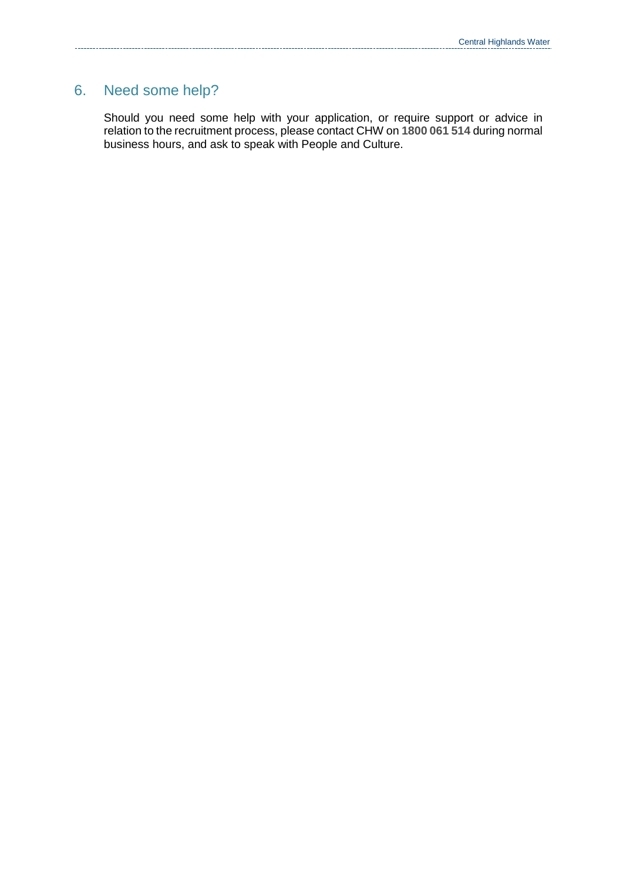## 6. Need some help?

Should you need some help with your application, or require support or advice in relation to the recruitment process, please contact CHW on **1800 061 514** during normal business hours, and ask to speak with People and Culture.